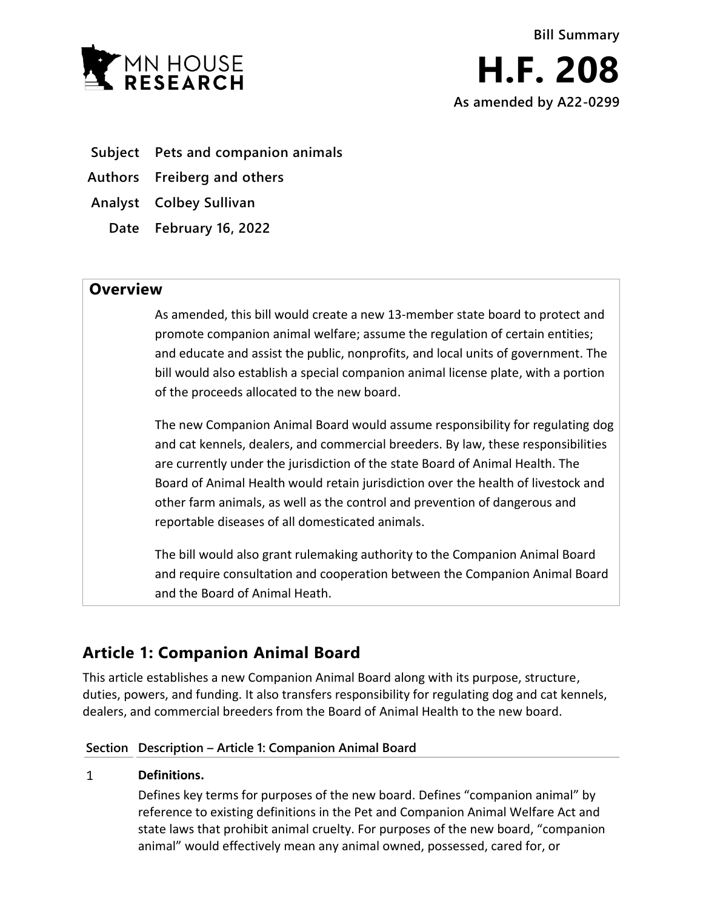MN HOUSE RESEARCH

Bill Summary

# H.F. 208

**As amended by A22-0299**

**Subject** Pets and companion animals

**Authors** Freiberg and others

**Analyst** Colbey Sullivan

**Date** February 16, 2022

## Overview

As amended, this bill would create a new 13-member state board to protect and promote companion animal welfare; assume the regulation of certain entities; and educate and assist the public, nonprofits, and local units of government. The bill would also establish a special companion animal license plate, with a portion of the proceeds allocated to the new board.

The new Companion Animal Board would assume responsibility for regulating dog and cat kennels, dealers, and commercial breeders. By law, these responsibilities are currently under the jurisdiction of the state Board of Animal Health. The Board of Animal Health would retain jurisdiction over the health of livestock and other farm animals, as well as the control and prevention of dangerous and reportable diseases of all domesticated animals.

The bill would also grant rulemaking authority to the Companion Animal Board and require consultation and cooperation between the Companion Animal Board and the Board of Animal Heath.

## Article 1: Companion Animal Board

This article establishes a new Companion Animal Board along with its purpose, structure, duties, powers, and funding. It also transfers responsibility for regulating dog and cat kennels, dealers, and commercial breeders from the Board of Animal Health to the new board.

| Section | Description – Article 1: Companion Animal Board |
|---|---|
| 1 | **Definitions.**<br>Defines key terms for purposes of the new board. Defines "companion animal" by reference to existing definitions in the Pet and Companion Animal Welfare Act and state laws that prohibit animal cruelty. For purposes of the new board, "companion animal" would effectively mean any animal owned, possessed, cared for, or |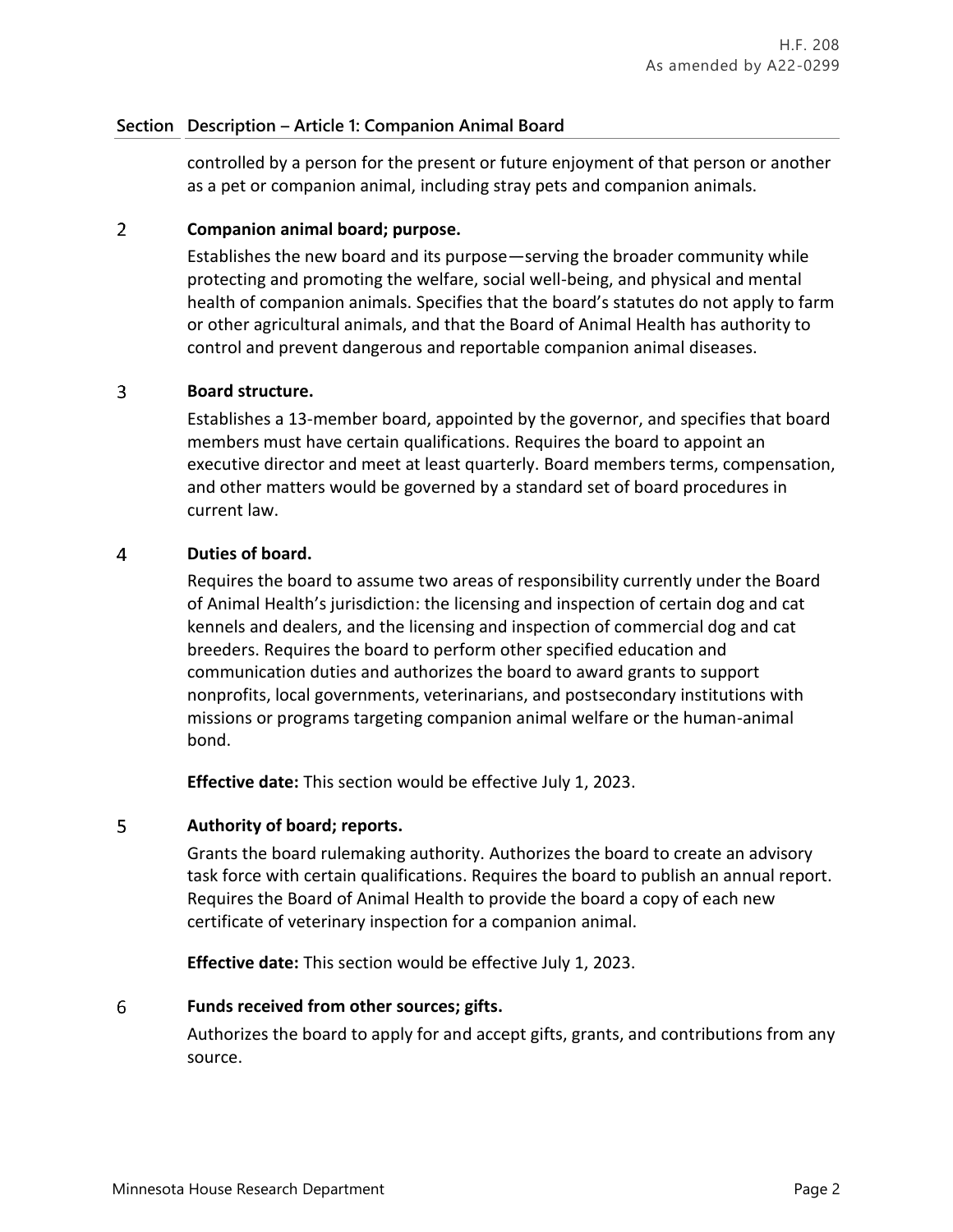| Section | Description – Article 1: Companion Animal Board |
|---|---|
| | controlled by a person for the present or future enjoyment of that person or another as a pet or companion animal, including stray pets and companion animals. |
| 2 | **Companion animal board; purpose.**<br>Establishes the new board and its purpose—serving the broader community while protecting and promoting the welfare, social well-being, and physical and mental health of companion animals. Specifies that the board's statutes do not apply to farm or other agricultural animals, and that the Board of Animal Health has authority to control and prevent dangerous and reportable companion animal diseases. |
| 3 | **Board structure.**<br>Establishes a 13-member board, appointed by the governor, and specifies that board members must have certain qualifications. Requires the board to appoint an executive director and meet at least quarterly. Board members terms, compensation, and other matters would be governed by a standard set of board procedures in current law. |
| 4 | **Duties of board.**<br>Requires the board to assume two areas of responsibility currently under the Board of Animal Health's jurisdiction: the licensing and inspection of certain dog and cat kennels and dealers, and the licensing and inspection of commercial dog and cat breeders. Requires the board to perform other specified education and communication duties and authorizes the board to award grants to support nonprofits, local governments, veterinarians, and postsecondary institutions with missions or programs targeting companion animal welfare or the human-animal bond.<br><br>**Effective date:** This section would be effective July 1, 2023. |
| 5 | **Authority of board; reports.**<br>Grants the board rulemaking authority. Authorizes the board to create an advisory task force with certain qualifications. Requires the board to publish an annual report. Requires the Board of Animal Health to provide the board a copy of each new certificate of veterinary inspection for a companion animal.<br><br>**Effective date:** This section would be effective July 1, 2023. |
| 6 | **Funds received from other sources; gifts.**<br>Authorizes the board to apply for and accept gifts, grants, and contributions from any source. |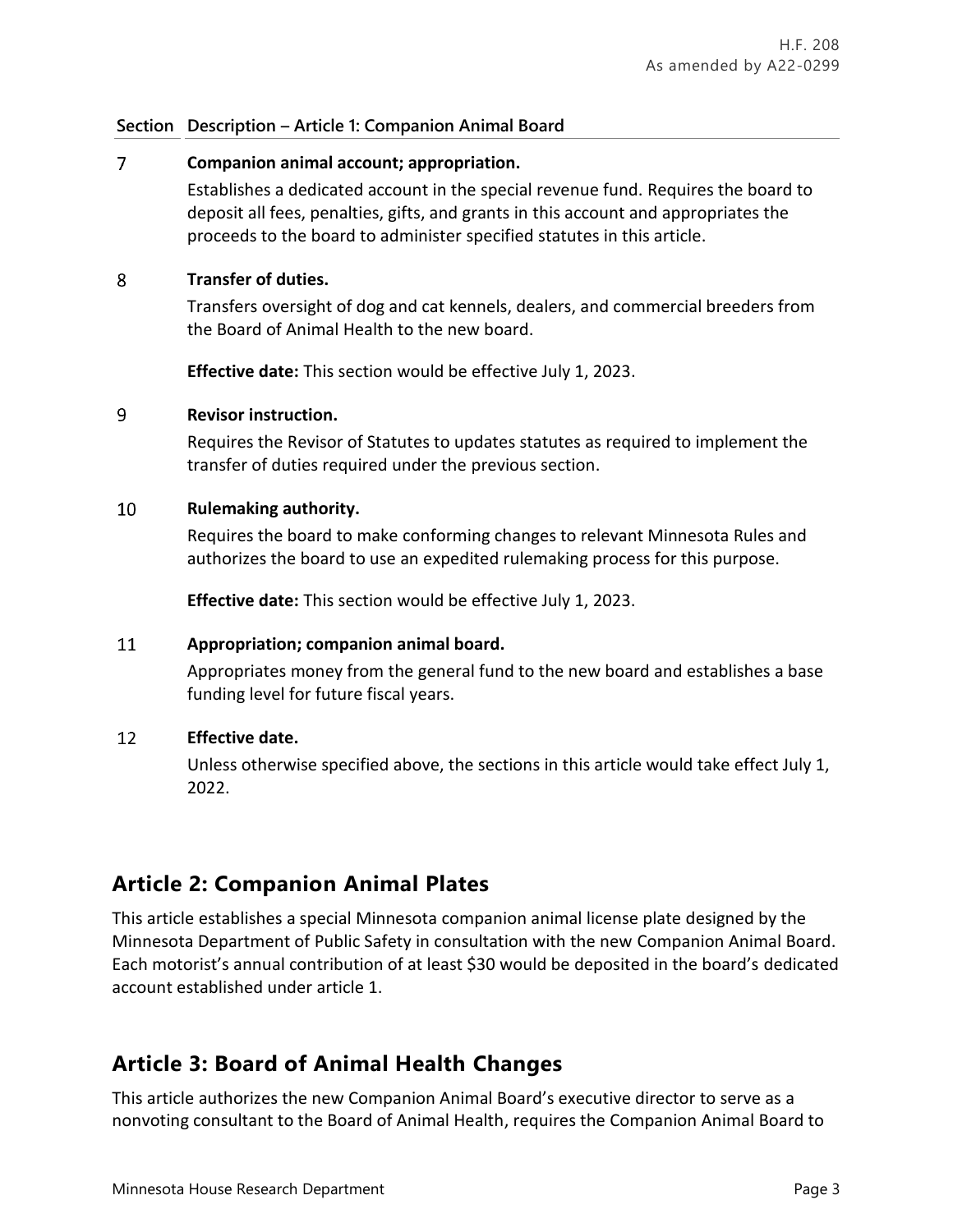| Section | Description – Article 1: Companion Animal Board |
|---|---|
| 7 | **Companion animal account; appropriation.**<br>Establishes a dedicated account in the special revenue fund. Requires the board to deposit all fees, penalties, gifts, and grants in this account and appropriates the proceeds to the board to administer specified statutes in this article. |
| 8 | **Transfer of duties.**<br>Transfers oversight of dog and cat kennels, dealers, and commercial breeders from the Board of Animal Health to the new board.<br><br>**Effective date:** This section would be effective July 1, 2023. |
| 9 | **Revisor instruction.**<br>Requires the Revisor of Statutes to updates statutes as required to implement the transfer of duties required under the previous section. |
| 10 | **Rulemaking authority.**<br>Requires the board to make conforming changes to relevant Minnesota Rules and authorizes the board to use an expedited rulemaking process for this purpose.<br><br>**Effective date:** This section would be effective July 1, 2023. |
| 11 | **Appropriation; companion animal board.**<br>Appropriates money from the general fund to the new board and establishes a base funding level for future fiscal years. |
| 12 | **Effective date.**<br>Unless otherwise specified above, the sections in this article would take effect July 1, 2022. |

## Article 2: Companion Animal Plates

This article establishes a special Minnesota companion animal license plate designed by the Minnesota Department of Public Safety in consultation with the new Companion Animal Board. Each motorist's annual contribution of at least $30 would be deposited in the board's dedicated account established under article 1.

## Article 3: Board of Animal Health Changes

This article authorizes the new Companion Animal Board's executive director to serve as a nonvoting consultant to the Board of Animal Health, requires the Companion Animal Board to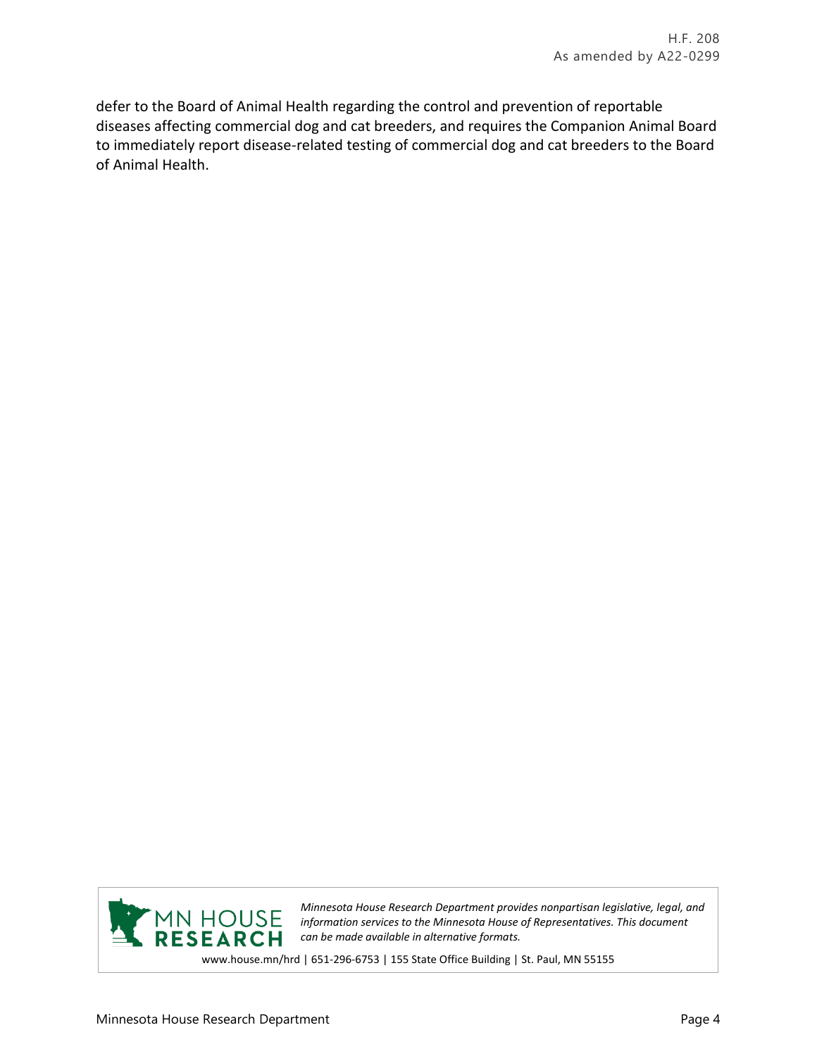defer to the Board of Animal Health regarding the control and prevention of reportable diseases affecting commercial dog and cat breeders, and requires the Companion Animal Board to immediately report disease-related testing of commercial dog and cat breeders to the Board of Animal Health.

MN HOUSE RESEARCH

*Minnesota House Research Department provides nonpartisan legislative, legal, and information services to the Minnesota House of Representatives. This document can be made available in alternative formats.*

www.house.mn/hrd | 651-296-6753 | 155 State Office Building | St. Paul, MN 55155